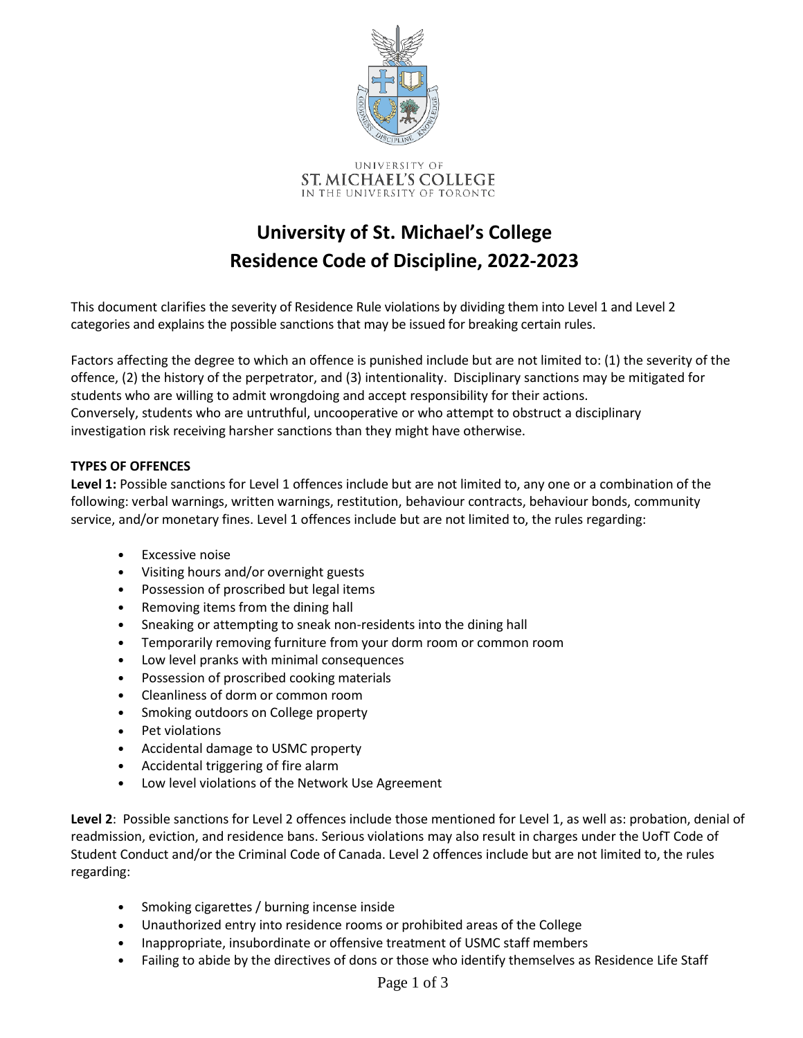UNIVERSITY OF
ST. MICHAEL'S COLLEGE
IN THE UNIVERSITY OF TORONTO

# University of St. Michael's College Residence Code of Discipline, 2022-2023

This document clarifies the severity of Residence Rule violations by dividing them into Level 1 and Level 2 categories and explains the possible sanctions that may be issued for breaking certain rules.

Factors affecting the degree to which an offence is punished include but are not limited to: (1) the severity of the offence, (2) the history of the perpetrator, and (3) intentionality. Disciplinary sanctions may be mitigated for students who are willing to admit wrongdoing and accept responsibility for their actions. Conversely, students who are untruthful, uncooperative or who attempt to obstruct a disciplinary investigation risk receiving harsher sanctions than they might have otherwise.

**TYPES OF OFFENCES**

**Level 1:** Possible sanctions for Level 1 offences include but are not limited to, any one or a combination of the following: verbal warnings, written warnings, restitution, behaviour contracts, behaviour bonds, community service, and/or monetary fines. Level 1 offences include but are not limited to, the rules regarding:

- Excessive noise
- Visiting hours and/or overnight guests
- Possession of proscribed but legal items
- Removing items from the dining hall
- Sneaking or attempting to sneak non-residents into the dining hall
- Temporarily removing furniture from your dorm room or common room
- Low level pranks with minimal consequences
- Possession of proscribed cooking materials
- Cleanliness of dorm or common room
- Smoking outdoors on College property
- Pet violations
- Accidental damage to USMC property
- Accidental triggering of fire alarm
- Low level violations of the Network Use Agreement

**Level 2**: Possible sanctions for Level 2 offences include those mentioned for Level 1, as well as: probation, denial of readmission, eviction, and residence bans. Serious violations may also result in charges under the UofT Code of Student Conduct and/or the Criminal Code of Canada. Level 2 offences include but are not limited to, the rules regarding:

- Smoking cigarettes / burning incense inside
- Unauthorized entry into residence rooms or prohibited areas of the College
- Inappropriate, insubordinate or offensive treatment of USMC staff members
- Failing to abide by the directives of dons or those who identify themselves as Residence Life Staff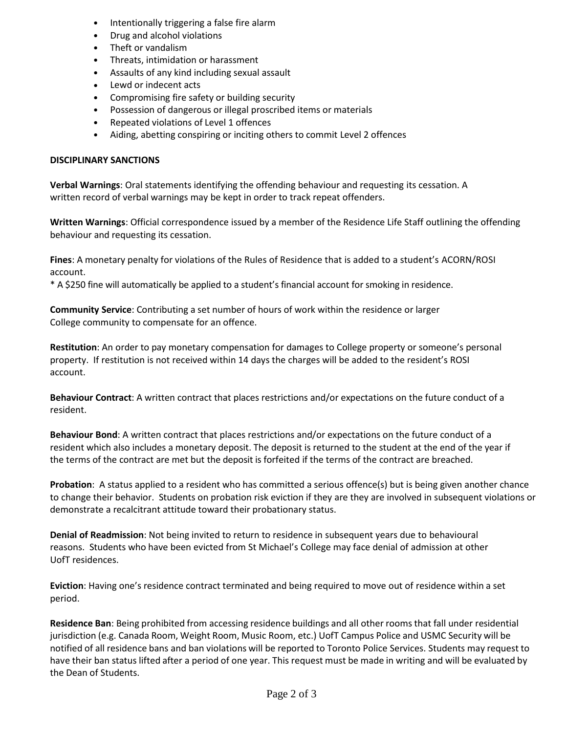- Intentionally triggering a false fire alarm
- Drug and alcohol violations
- Theft or vandalism
- Threats, intimidation or harassment
- Assaults of any kind including sexual assault
- Lewd or indecent acts
- Compromising fire safety or building security
- Possession of dangerous or illegal proscribed items or materials
- Repeated violations of Level 1 offences
- Aiding, abetting conspiring or inciting others to commit Level 2 offences

**DISCIPLINARY SANCTIONS**

**Verbal Warnings**: Oral statements identifying the offending behaviour and requesting its cessation. A written record of verbal warnings may be kept in order to track repeat offenders.

**Written Warnings**: Official correspondence issued by a member of the Residence Life Staff outlining the offending behaviour and requesting its cessation.

**Fines**: A monetary penalty for violations of the Rules of Residence that is added to a student's ACORN/ROSI account.
* A $250 fine will automatically be applied to a student's financial account for smoking in residence.

**Community Service**: Contributing a set number of hours of work within the residence or larger College community to compensate for an offence.

**Restitution**: An order to pay monetary compensation for damages to College property or someone's personal property. If restitution is not received within 14 days the charges will be added to the resident's ROSI account.

**Behaviour Contract**: A written contract that places restrictions and/or expectations on the future conduct of a resident.

**Behaviour Bond**: A written contract that places restrictions and/or expectations on the future conduct of a resident which also includes a monetary deposit. The deposit is returned to the student at the end of the year if the terms of the contract are met but the deposit is forfeited if the terms of the contract are breached.

**Probation**: A status applied to a resident who has committed a serious offence(s) but is being given another chance to change their behavior. Students on probation risk eviction if they are they are involved in subsequent violations or demonstrate a recalcitrant attitude toward their probationary status.

**Denial of Readmission**: Not being invited to return to residence in subsequent years due to behavioural reasons. Students who have been evicted from St Michael's College may face denial of admission at other UofT residences.

**Eviction**: Having one's residence contract terminated and being required to move out of residence within a set period.

**Residence Ban**: Being prohibited from accessing residence buildings and all other rooms that fall under residential jurisdiction (e.g. Canada Room, Weight Room, Music Room, etc.) UofT Campus Police and USMC Security will be notified of all residence bans and ban violations will be reported to Toronto Police Services. Students may request to have their ban status lifted after a period of one year. This request must be made in writing and will be evaluated by the Dean of Students.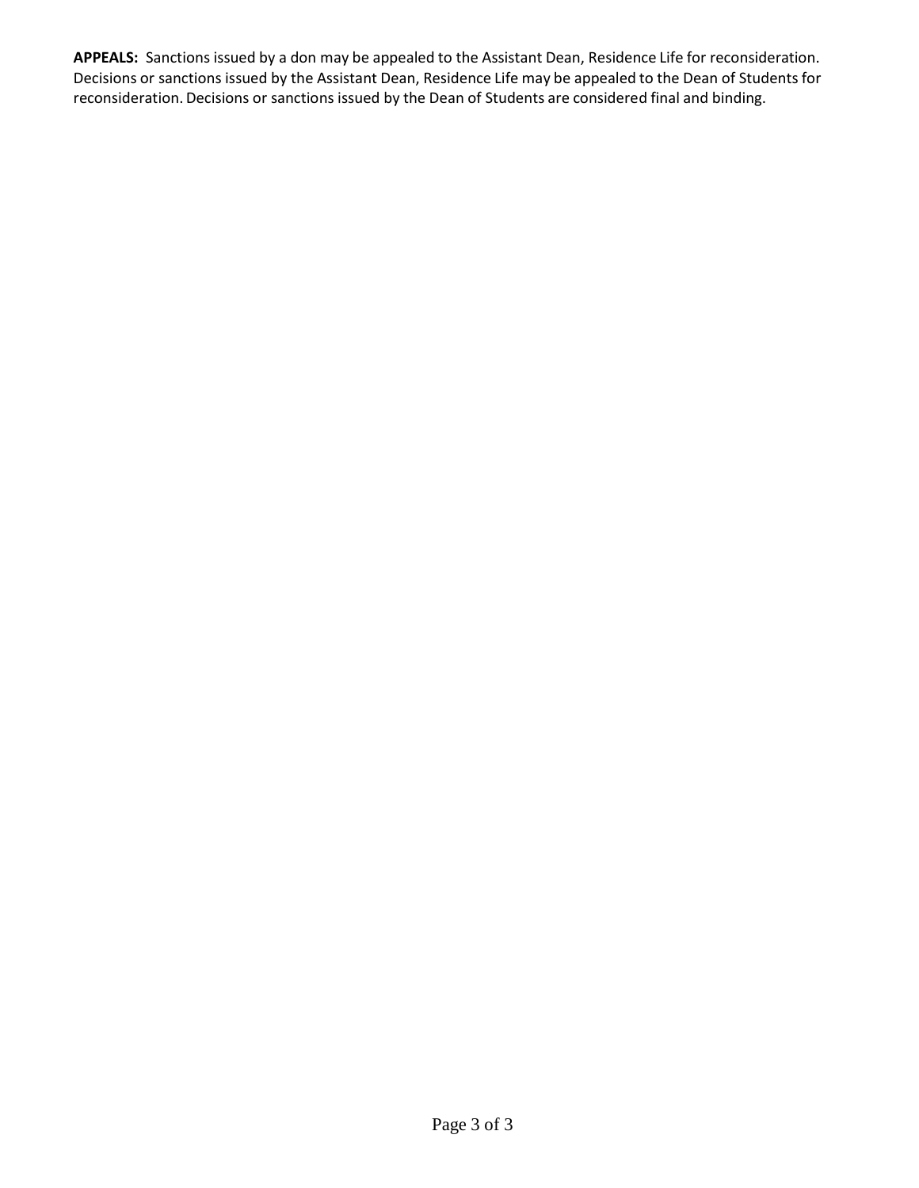**APPEALS:** Sanctions issued by a don may be appealed to the Assistant Dean, Residence Life for reconsideration. Decisions or sanctions issued by the Assistant Dean, Residence Life may be appealed to the Dean of Students for reconsideration. Decisions or sanctions issued by the Dean of Students are considered final and binding.